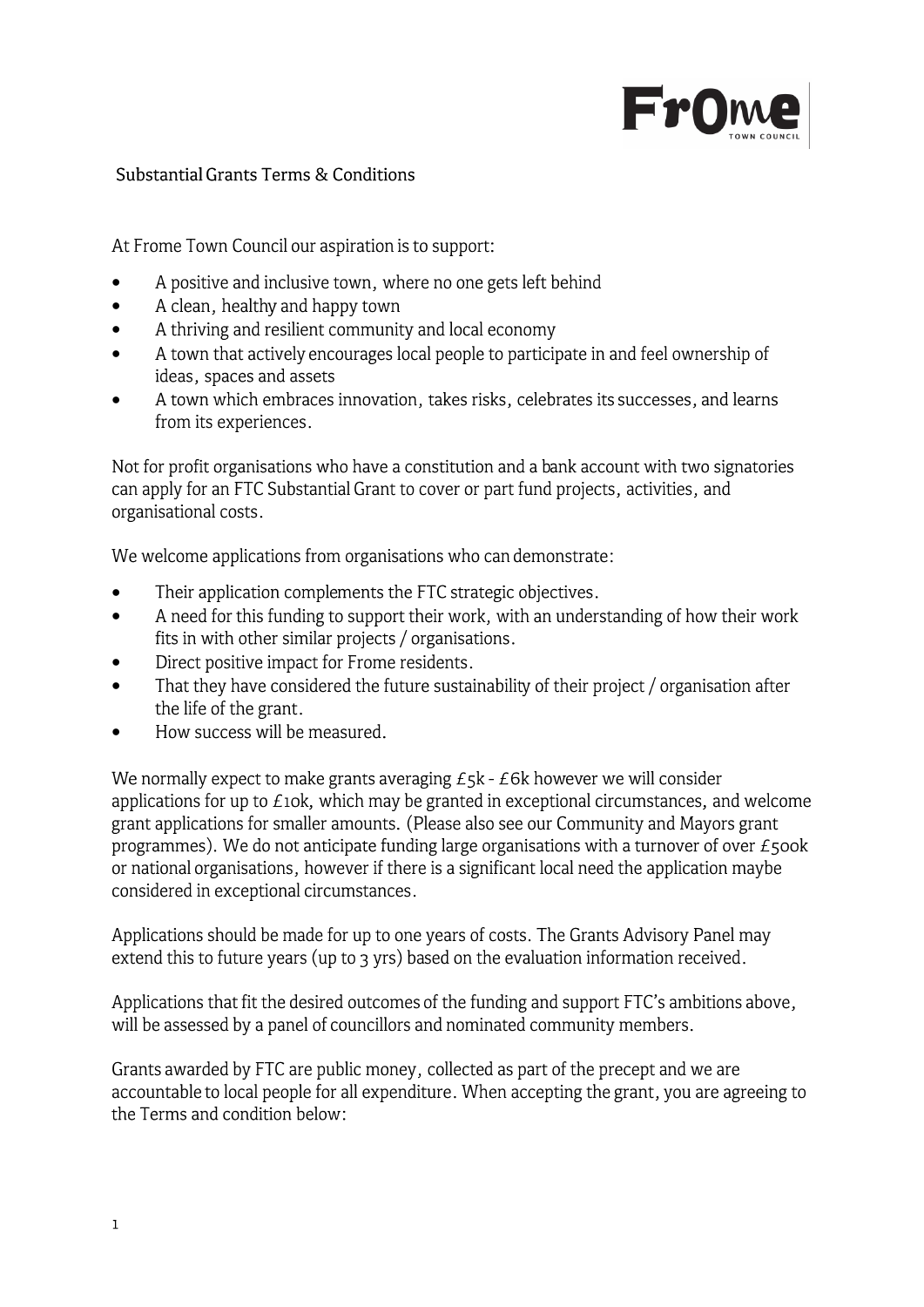# Substantial Grants Terms & Conditions

At Frome Town Council our aspiration is to support:

- A positive and inclusive town, where no one gets left behind
- A clean, healthy and happy town
- A thriving and resilient community and local economy
- A town that actively encourages local people to participate in and feel ownership of ideas, spaces and assets
- A town which embraces innovation, takes risks, celebrates its successes, and learns from its experiences.

Not for profit organisations who have a constitution and a bank account with two signatories can apply for an FTC Substantial Grant to cover or part fund projects, activities, and organisational costs.

We welcome applications from organisations who can demonstrate:

- Their application complements the FTC strategic objectives.
- A need for this funding to support their work, with an understanding of how their work fits in with other similar projects / organisations.
- Direct positive impact for Frome residents.
- That they have considered the future sustainability of their project / organisation after the life of the grant.
- How success will be measured.

We normally expect to make grants averaging £5k - £6k however we will consider applications for up to £10k, which may be granted in exceptional circumstances, and welcome grant applications for smaller amounts. (Please also see our Community and Mayors grant programmes). We do not anticipate funding large organisations with a turnover of over £500k or national organisations, however if there is a significant local need the application maybe considered in exceptional circumstances.

Applications should be made for up to one years of costs. The Grants Advisory Panel may extend this to future years (up to 3 yrs) based on the evaluation information received.

Applications that fit the desired outcomes of the funding and support FTC's ambitions above, will be assessed by a panel of councillors and nominated community members.

Grants awarded by FTC are public money, collected as part of the precept and we are accountable to local people for all expenditure. When accepting the grant, you are agreeing to the Terms and condition below: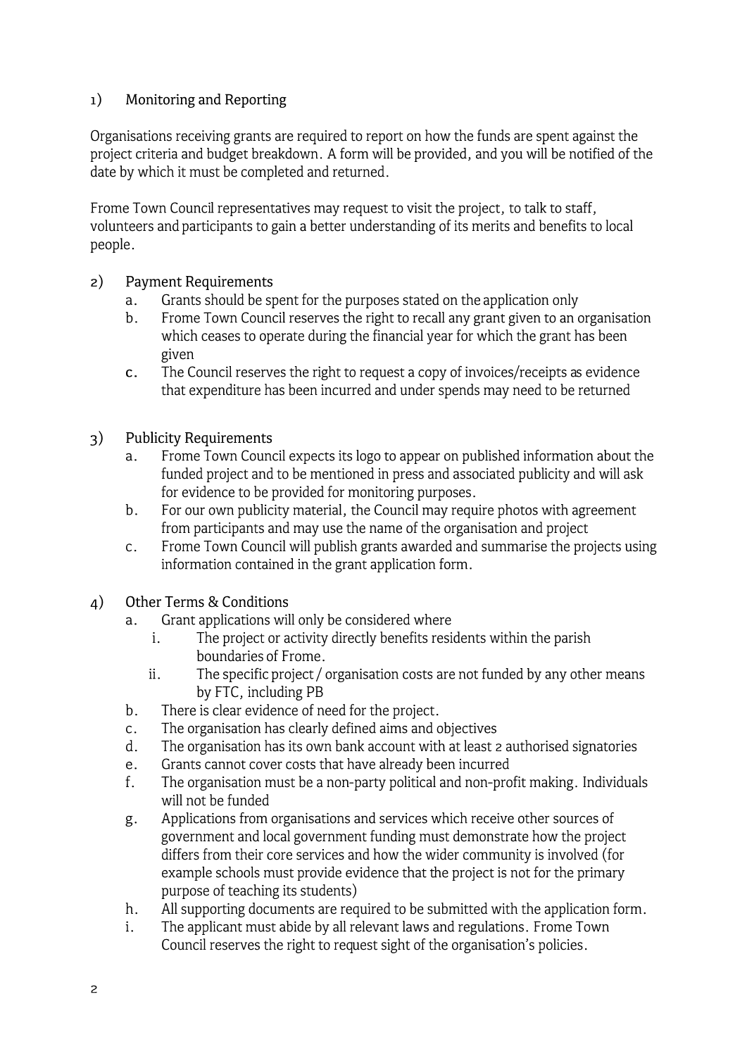1) Monitoring and Reporting

Organisations receiving grants are required to report on how the funds are spent against the project criteria and budget breakdown. A form will be provided, and you will be notified of the date by which it must be completed and returned.

Frome Town Council representatives may request to visit the project, to talk to staff, volunteers and participants to gain a better understanding of its merits and benefits to local people.

2) Payment Requirements
   a. Grants should be spent for the purposes stated on the application only
   b. Frome Town Council reserves the right to recall any grant given to an organisation which ceases to operate during the financial year for which the grant has been given
   c. The Council reserves the right to request a copy of invoices/receipts as evidence that expenditure has been incurred and under spends may need to be returned

3) Publicity Requirements
   a. Frome Town Council expects its logo to appear on published information about the funded project and to be mentioned in press and associated publicity and will ask for evidence to be provided for monitoring purposes.
   b. For our own publicity material, the Council may require photos with agreement from participants and may use the name of the organisation and project
   c. Frome Town Council will publish grants awarded and summarise the projects using information contained in the grant application form.

4) Other Terms & Conditions
   a. Grant applications will only be considered where
      i. The project or activity directly benefits residents within the parish boundaries of Frome.
      ii. The specific project / organisation costs are not funded by any other means by FTC, including PB
   b. There is clear evidence of need for the project.
   c. The organisation has clearly defined aims and objectives
   d. The organisation has its own bank account with at least 2 authorised signatories
   e. Grants cannot cover costs that have already been incurred
   f. The organisation must be a non-party political and non-profit making. Individuals will not be funded
   g. Applications from organisations and services which receive other sources of government and local government funding must demonstrate how the project differs from their core services and how the wider community is involved (for example schools must provide evidence that the project is not for the primary purpose of teaching its students)
   h. All supporting documents are required to be submitted with the application form.
   i. The applicant must abide by all relevant laws and regulations. Frome Town Council reserves the right to request sight of the organisation's policies.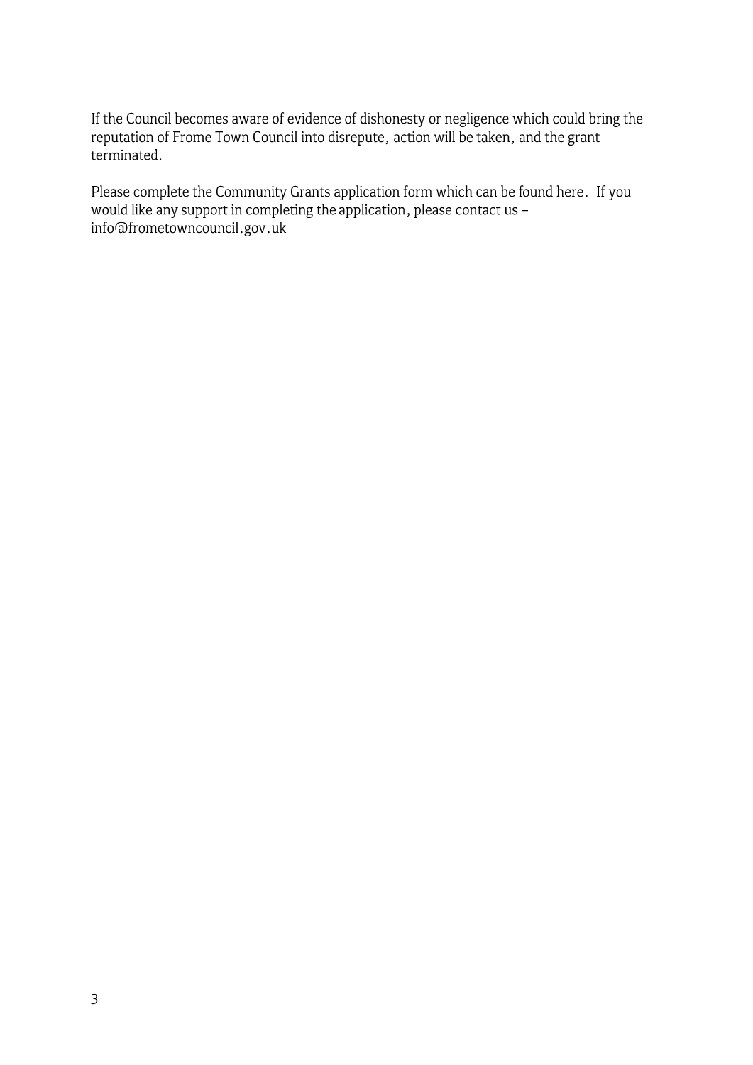If the Council becomes aware of evidence of dishonesty or negligence which could bring the reputation of Frome Town Council into disrepute, action will be taken, and the grant terminated.

Please complete the Community Grants application form which can be found here. If you would like any support in completing the application, please contact us – info@frometowncouncil.gov.uk